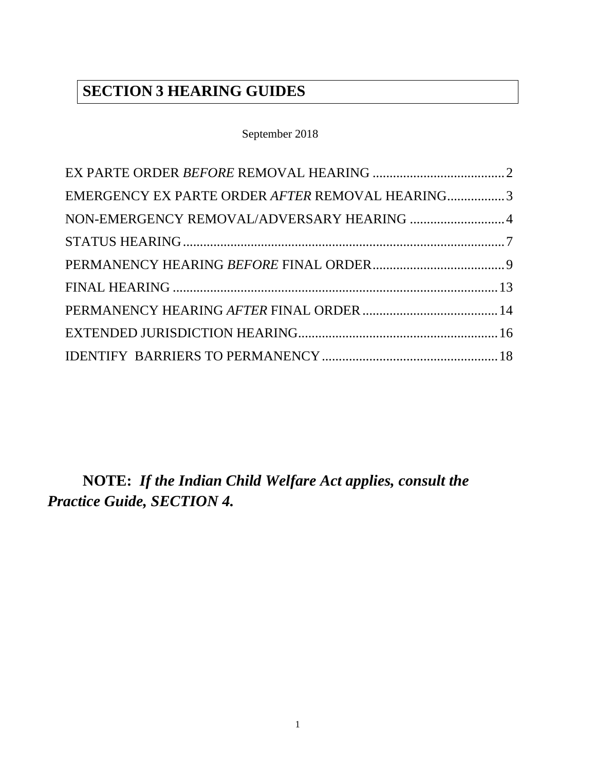# SECTION 3 HEARING GUIDES

September 2018

EX PARTE ORDER *BEFORE* REMOVAL HEARING ....................................... 2
EMERGENCY EX PARTE ORDER *AFTER* REMOVAL HEARING................. 3
NON-EMERGENCY REMOVAL/ADVERSARY HEARING ............................ 4
STATUS HEARING................................................................................................ 7
PERMANENCY HEARING *BEFORE* FINAL ORDER........................................ 9
FINAL HEARING ................................................................................................ 13
PERMANENCY HEARING *AFTER* FINAL ORDER ........................................ 14
EXTENDED JURISDICTION HEARING........................................................... 16
IDENTIFY BARRIERS TO PERMANENCY .................................................... 18

**NOTE:** ***If the Indian Child Welfare Act applies, consult the Practice Guide, SECTION 4.***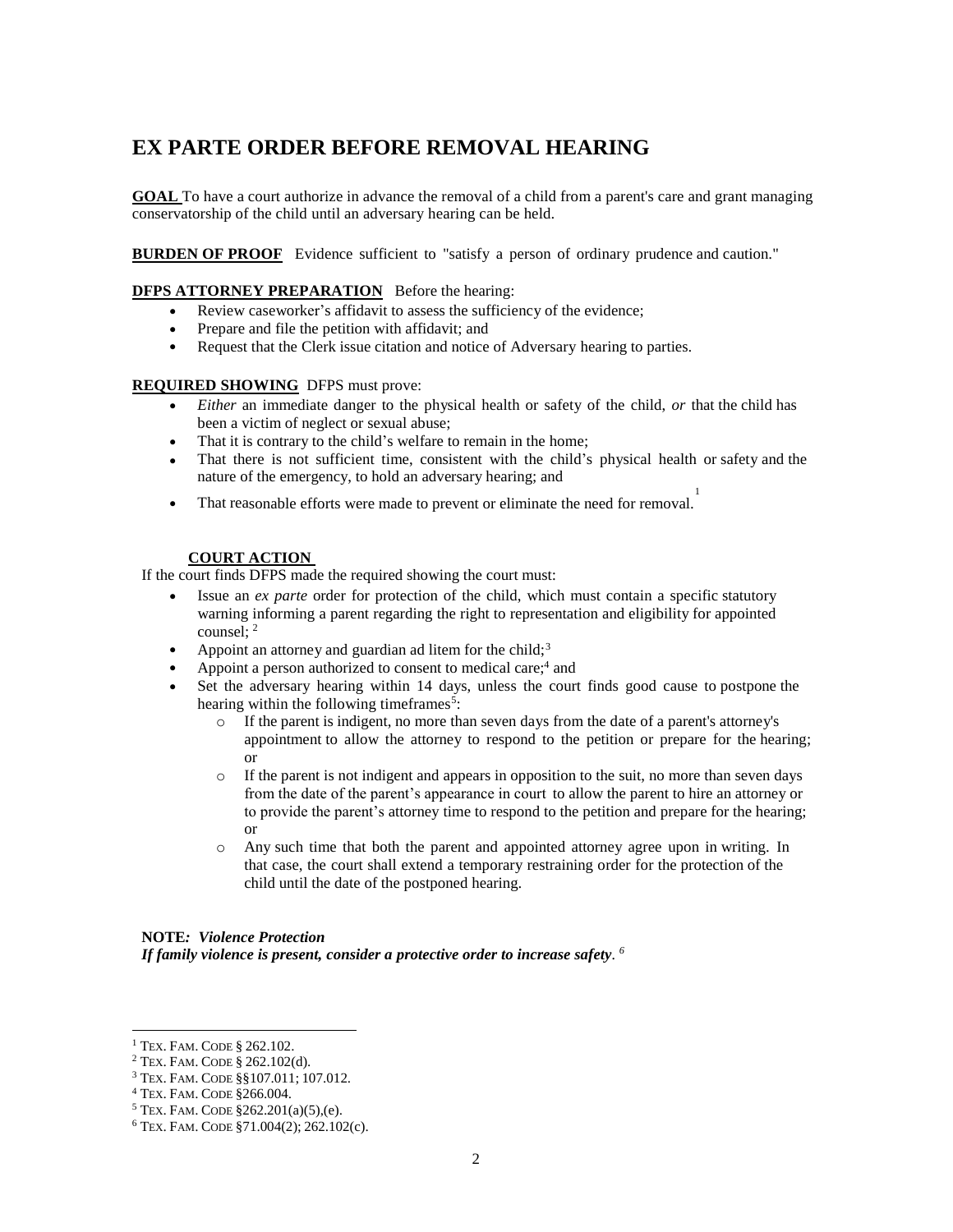# EX PARTE ORDER BEFORE REMOVAL HEARING

**GOAL** To have a court authorize in advance the removal of a child from a parent's care and grant managing conservatorship of the child until an adversary hearing can be held.

**BURDEN OF PROOF** Evidence sufficient to "satisfy a person of ordinary prudence and caution."

**DFPS ATTORNEY PREPARATION** Before the hearing:

- Review caseworker's affidavit to assess the sufficiency of the evidence;
- Prepare and file the petition with affidavit; and
- Request that the Clerk issue citation and notice of Adversary hearing to parties.

**REQUIRED SHOWING** DFPS must prove:

- *Either* an immediate danger to the physical health or safety of the child, *or* that the child has been a victim of neglect or sexual abuse;
- That it is contrary to the child's welfare to remain in the home;
- That there is not sufficient time, consistent with the child's physical health or safety and the nature of the emergency, to hold an adversary hearing; and
- That reasonable efforts were made to prevent or eliminate the need for removal.[1]

**COURT ACTION**

If the court finds DFPS made the required showing the court must:

- Issue an *ex parte* order for protection of the child, which must contain a specific statutory warning informing a parent regarding the right to representation and eligibility for appointed counsel; [2]
- Appoint an attorney and guardian ad litem for the child;[3]
- Appoint a person authorized to consent to medical care;[4] and
- Set the adversary hearing within 14 days, unless the court finds good cause to postpone the hearing within the following timeframes[5]:
  - If the parent is indigent, no more than seven days from the date of a parent's attorney's appointment to allow the attorney to respond to the petition or prepare for the hearing; or
  - If the parent is not indigent and appears in opposition to the suit, no more than seven days from the date of the parent's appearance in court to allow the parent to hire an attorney or to provide the parent's attorney time to respond to the petition and prepare for the hearing; or
  - Any such time that both the parent and appointed attorney agree upon in writing. In that case, the court shall extend a temporary restraining order for the protection of the child until the date of the postponed hearing.

**NOTE*: Violence Protection***
***If family violence is present, consider a protective order to increase safety*.** [6]

---

[1] TEX. FAM. CODE § 262.102.
[2] TEX. FAM. CODE § 262.102(d).
[3] TEX. FAM. CODE §§107.011; 107.012.
[4] TEX. FAM. CODE §266.004.
[5] TEX. FAM. CODE §262.201(a)(5),(e).
[6] TEX. FAM. CODE §71.004(2); 262.102(c).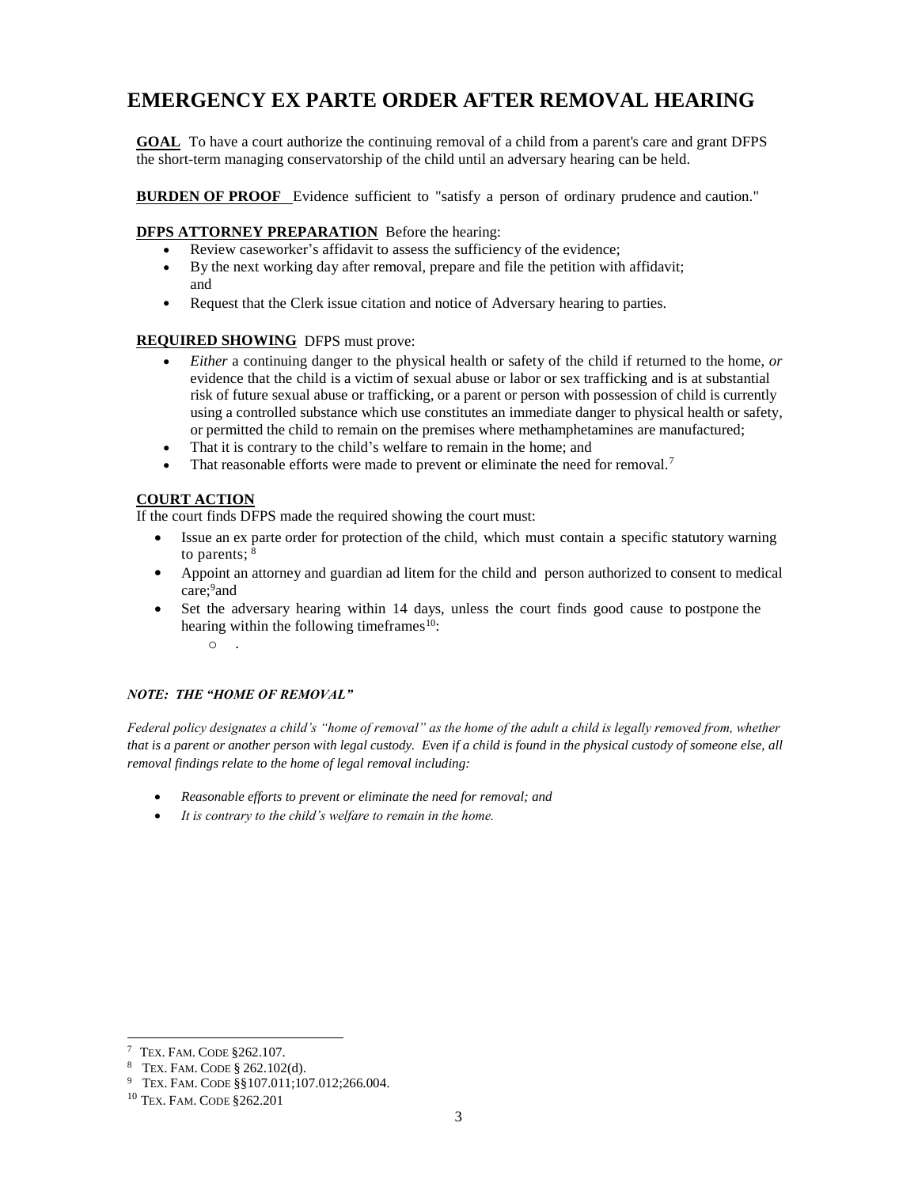# EMERGENCY EX PARTE ORDER AFTER REMOVAL HEARING

**GOAL** To have a court authorize the continuing removal of a child from a parent's care and grant DFPS the short-term managing conservatorship of the child until an adversary hearing can be held.

**BURDEN OF PROOF** Evidence sufficient to "satisfy a person of ordinary prudence and caution."

**DFPS ATTORNEY PREPARATION** Before the hearing:

- Review caseworker's affidavit to assess the sufficiency of the evidence;
- By the next working day after removal, prepare and file the petition with affidavit; and
- Request that the Clerk issue citation and notice of Adversary hearing to parties.

**REQUIRED SHOWING** DFPS must prove:

- *Either* a continuing danger to the physical health or safety of the child if returned to the home, *or* evidence that the child is a victim of sexual abuse or labor or sex trafficking and is at substantial risk of future sexual abuse or trafficking, or a parent or person with possession of child is currently using a controlled substance which use constitutes an immediate danger to physical health or safety, or permitted the child to remain on the premises where methamphetamines are manufactured;
- That it is contrary to the child's welfare to remain in the home; and
- That reasonable efforts were made to prevent or eliminate the need for removal.[7]

**COURT ACTION**

If the court finds DFPS made the required showing the court must:

- Issue an ex parte order for protection of the child, which must contain a specific statutory warning to parents; [8]
- Appoint an attorney and guardian ad litem for the child and person authorized to consent to medical care;[9]and
- Set the adversary hearing within 14 days, unless the court finds good cause to postpone the hearing within the following timeframes[10]:
  - .

***NOTE: THE "HOME OF REMOVAL"***

*Federal policy designates a child's "home of removal" as the home of the adult a child is legally removed from, whether that is a parent or another person with legal custody. Even if a child is found in the physical custody of someone else, all removal findings relate to the home of legal removal including:*

- *Reasonable efforts to prevent or eliminate the need for removal; and*
- *It is contrary to the child's welfare to remain in the home.*

---

[7] TEX. FAM. CODE §262.107.

[8] TEX. FAM. CODE § 262.102(d).

[9] TEX. FAM. CODE §§107.011;107.012;266.004.

[10] TEX. FAM. CODE §262.201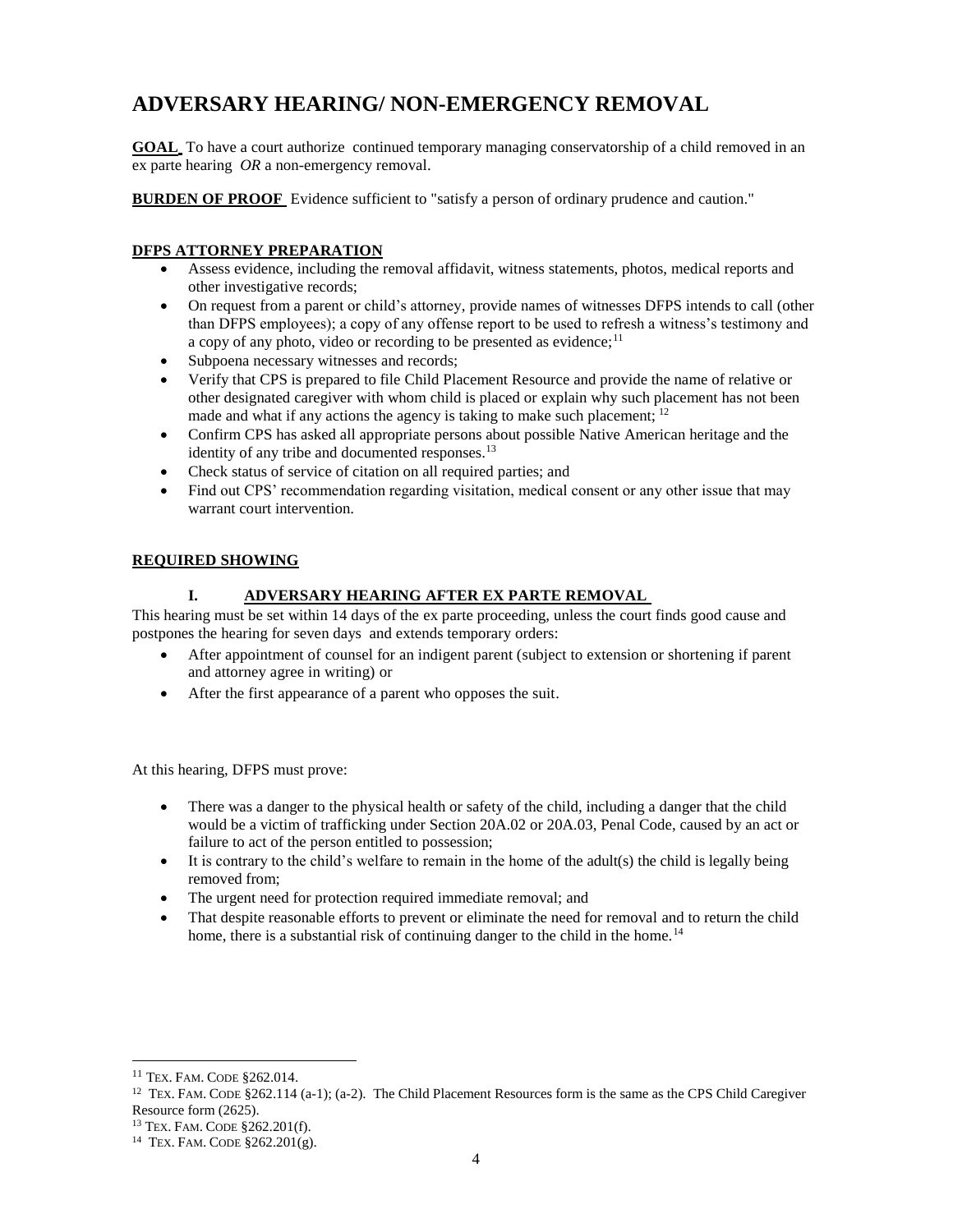# ADVERSARY HEARING/ NON-EMERGENCY REMOVAL

**GOAL.** To have a court authorize continued temporary managing conservatorship of a child removed in an ex parte hearing *OR* a non-emergency removal.

**BURDEN OF PROOF** Evidence sufficient to "satisfy a person of ordinary prudence and caution."

**DFPS ATTORNEY PREPARATION**

- Assess evidence, including the removal affidavit, witness statements, photos, medical reports and other investigative records;
- On request from a parent or child's attorney, provide names of witnesses DFPS intends to call (other than DFPS employees); a copy of any offense report to be used to refresh a witness's testimony and a copy of any photo, video or recording to be presented as evidence;[11]
- Subpoena necessary witnesses and records;
- Verify that CPS is prepared to file Child Placement Resource and provide the name of relative or other designated caregiver with whom child is placed or explain why such placement has not been made and what if any actions the agency is taking to make such placement; [12]
- Confirm CPS has asked all appropriate persons about possible Native American heritage and the identity of any tribe and documented responses.[13]
- Check status of service of citation on all required parties; and
- Find out CPS' recommendation regarding visitation, medical consent or any other issue that may warrant court intervention.

**REQUIRED SHOWING**

## I. ADVERSARY HEARING AFTER EX PARTE REMOVAL

This hearing must be set within 14 days of the ex parte proceeding, unless the court finds good cause and postpones the hearing for seven days and extends temporary orders:

- After appointment of counsel for an indigent parent (subject to extension or shortening if parent and attorney agree in writing) or
- After the first appearance of a parent who opposes the suit.

At this hearing, DFPS must prove:

- There was a danger to the physical health or safety of the child, including a danger that the child would be a victim of trafficking under Section 20A.02 or 20A.03, Penal Code, caused by an act or failure to act of the person entitled to possession;
- It is contrary to the child's welfare to remain in the home of the adult(s) the child is legally being removed from;
- The urgent need for protection required immediate removal; and
- That despite reasonable efforts to prevent or eliminate the need for removal and to return the child home, there is a substantial risk of continuing danger to the child in the home.[14]

---

[11] TEX. FAM. CODE §262.014.

[12] TEX. FAM. CODE §262.114 (a-1); (a-2). The Child Placement Resources form is the same as the CPS Child Caregiver Resource form (2625).

[13] TEX. FAM. CODE §262.201(f).

[14] TEX. FAM. CODE §262.201(g).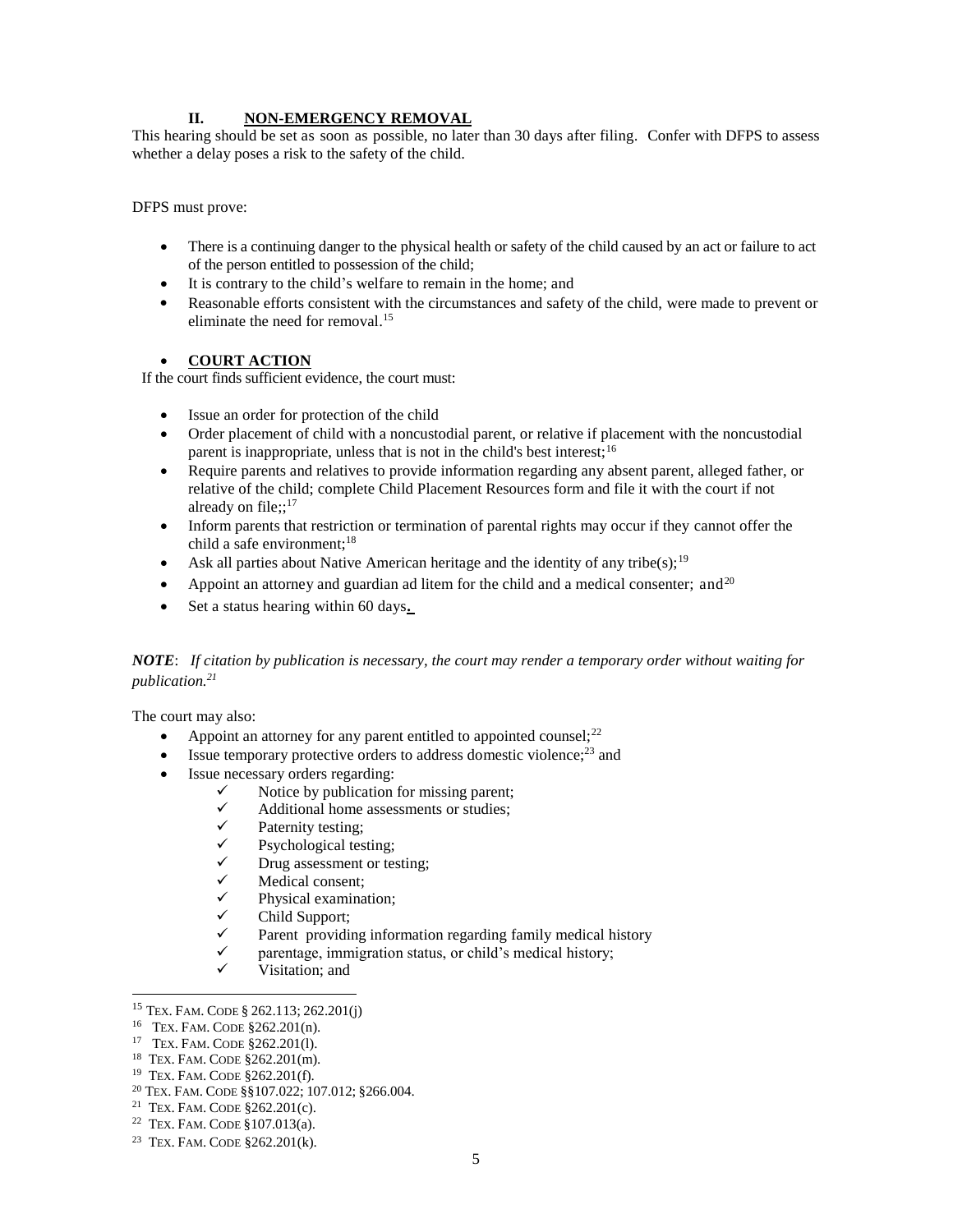## II. NON-EMERGENCY REMOVAL

This hearing should be set as soon as possible, no later than 30 days after filing. Confer with DFPS to assess whether a delay poses a risk to the safety of the child.

DFPS must prove:

- There is a continuing danger to the physical health or safety of the child caused by an act or failure to act of the person entitled to possession of the child;
- It is contrary to the child's welfare to remain in the home; and
- Reasonable efforts consistent with the circumstances and safety of the child, were made to prevent or eliminate the need for removal.[15]

- **COURT ACTION**

If the court finds sufficient evidence, the court must:

- Issue an order for protection of the child
- Order placement of child with a noncustodial parent, or relative if placement with the noncustodial parent is inappropriate, unless that is not in the child's best interest;[16]
- Require parents and relatives to provide information regarding any absent parent, alleged father, or relative of the child; complete Child Placement Resources form and file it with the court if not already on file;;[17]
- Inform parents that restriction or termination of parental rights may occur if they cannot offer the child a safe environment;[18]
- Ask all parties about Native American heritage and the identity of any tribe(s);[19]
- Appoint an attorney and guardian ad litem for the child and a medical consenter; and[20]
- Set a status hearing within 60 days**.**

***NOTE***: *If citation by publication is necessary, the court may render a temporary order without waiting for publication.[21]*

The court may also:

- Appoint an attorney for any parent entitled to appointed counsel;[22]
- Issue temporary protective orders to address domestic violence;[23] and
- Issue necessary orders regarding:
  - ✓ Notice by publication for missing parent;
  - ✓ Additional home assessments or studies;
  - ✓ Paternity testing;
  - ✓ Psychological testing;
  - ✓ Drug assessment or testing;
  - ✓ Medical consent;
  - ✓ Physical examination;
  - ✓ Child Support;
  - ✓ Parent providing information regarding family medical history
  - ✓ parentage, immigration status, or child's medical history;
  - ✓ Visitation; and

---

[15] TEX. FAM. CODE § 262.113; 262.201(j)

[16] TEX. FAM. CODE §262.201(n).

[17] TEX. FAM. CODE §262.201(l).

[18] TEX. FAM. CODE §262.201(m).

[19] TEX. FAM. CODE §262.201(f).

[20] TEX. FAM. CODE §§107.022; 107.012; §266.004.

[21] TEX. FAM. CODE §262.201(c).

[22] TEX. FAM. CODE §107.013(a).

[23] TEX. FAM. CODE §262.201(k).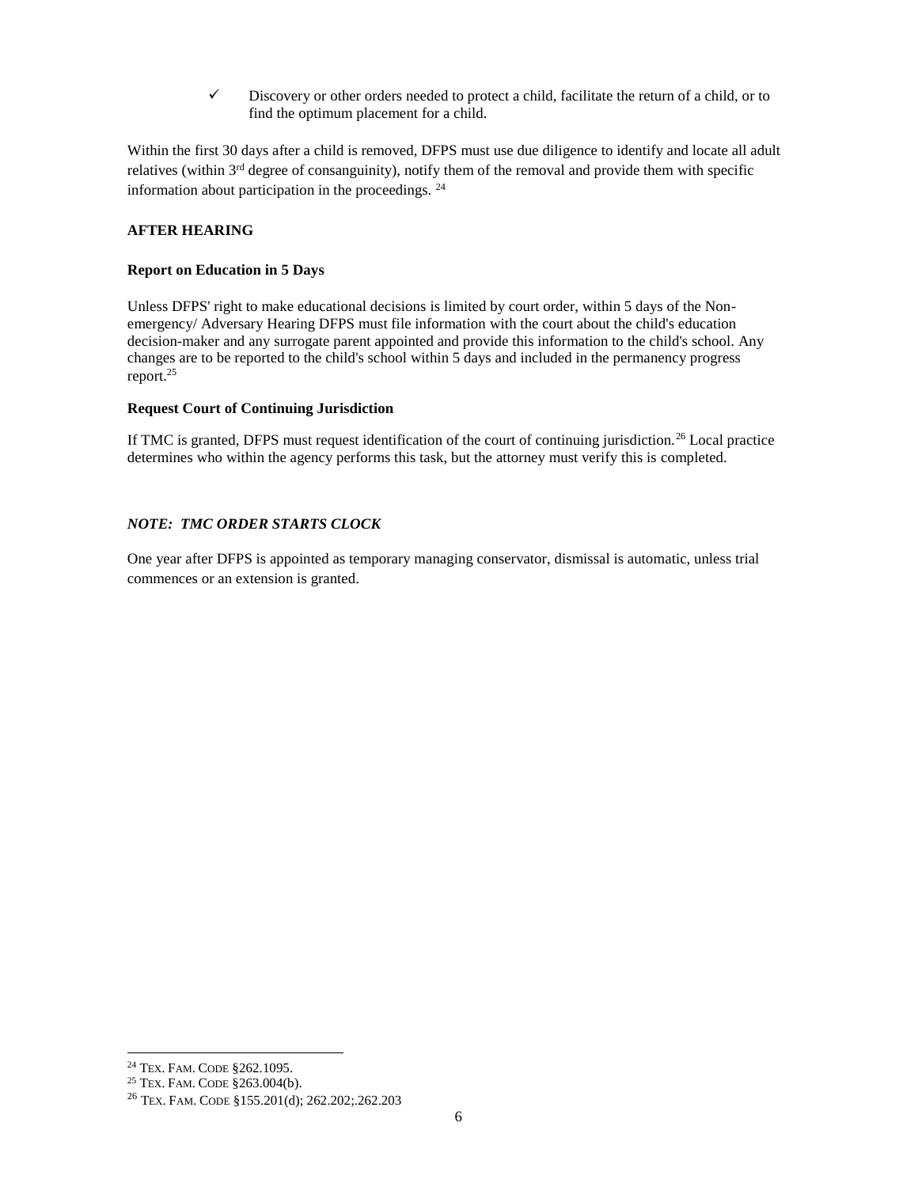- ✓ Discovery or other orders needed to protect a child, facilitate the return of a child, or to find the optimum placement for a child.

Within the first 30 days after a child is removed, DFPS must use due diligence to identify and locate all adult relatives (within 3rd degree of consanguinity), notify them of the removal and provide them with specific information about participation in the proceedings. [24]

**AFTER HEARING**

**Report on Education in 5 Days**

Unless DFPS' right to make educational decisions is limited by court order, within 5 days of the Non-emergency/ Adversary Hearing DFPS must file information with the court about the child's education decision-maker and any surrogate parent appointed and provide this information to the child's school. Any changes are to be reported to the child's school within 5 days and included in the permanency progress report.[25]

**Request Court of Continuing Jurisdiction**

If TMC is granted, DFPS must request identification of the court of continuing jurisdiction.[26] Local practice determines who within the agency performs this task, but the attorney must verify this is completed.

***NOTE: TMC ORDER STARTS CLOCK***

One year after DFPS is appointed as temporary managing conservator, dismissal is automatic, unless trial commences or an extension is granted.

---

[24] TEX. FAM. CODE §262.1095.

[25] TEX. FAM. CODE §263.004(b).

[26] TEX. FAM. CODE §155.201(d); 262.202;.262.203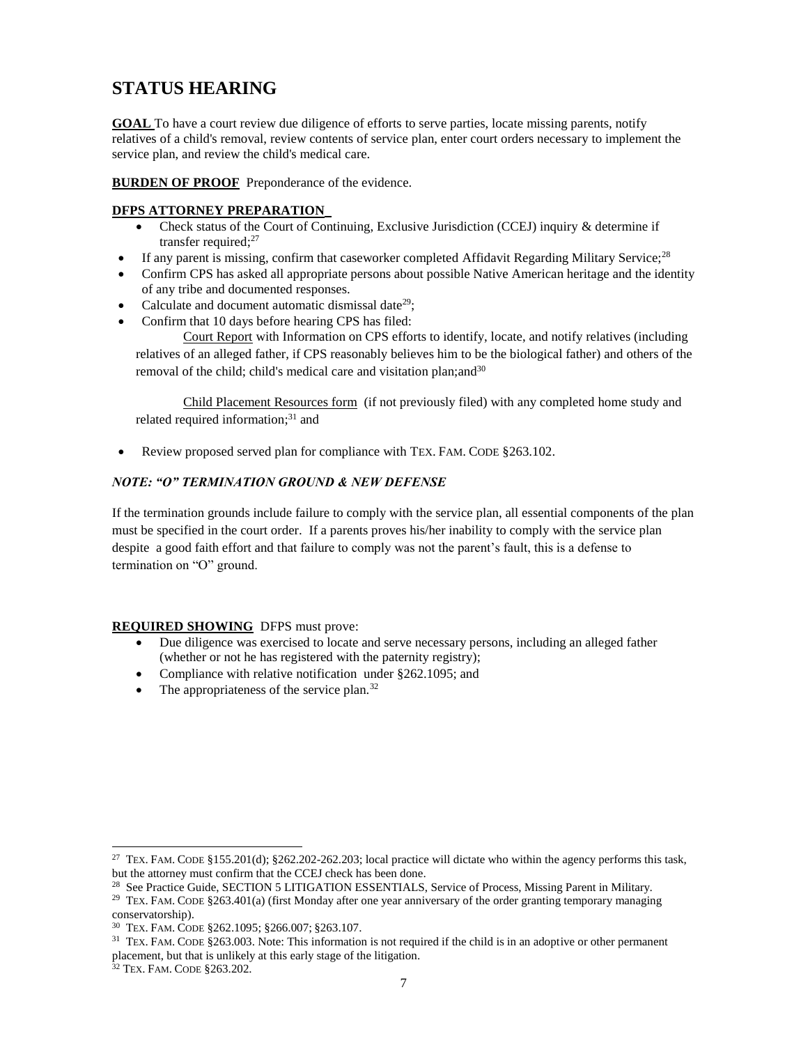## STATUS HEARING

**GOAL** To have a court review due diligence of efforts to serve parties, locate missing parents, notify relatives of a child's removal, review contents of service plan, enter court orders necessary to implement the service plan, and review the child's medical care.

**BURDEN OF PROOF** Preponderance of the evidence.

**DFPS ATTORNEY PREPARATION**

- Check status of the Court of Continuing, Exclusive Jurisdiction (CCEJ) inquiry & determine if transfer required;[27]
- If any parent is missing, confirm that caseworker completed Affidavit Regarding Military Service;[28]
- Confirm CPS has asked all appropriate persons about possible Native American heritage and the identity of any tribe and documented responses.
- Calculate and document automatic dismissal date[29];
- Confirm that 10 days before hearing CPS has filed:

  Court Report with Information on CPS efforts to identify, locate, and notify relatives (including relatives of an alleged father, if CPS reasonably believes him to be the biological father) and others of the removal of the child; child's medical care and visitation plan;and[30]

  Child Placement Resources form (if not previously filed) with any completed home study and related required information;[31] and

- Review proposed served plan for compliance with TEX. FAM. CODE §263.102.

### *NOTE: "O" TERMINATION GROUND & NEW DEFENSE*

If the termination grounds include failure to comply with the service plan, all essential components of the plan must be specified in the court order. If a parents proves his/her inability to comply with the service plan despite a good faith effort and that failure to comply was not the parent's fault, this is a defense to termination on "O" ground.

**REQUIRED SHOWING** DFPS must prove:

- Due diligence was exercised to locate and serve necessary persons, including an alleged father (whether or not he has registered with the paternity registry);
- Compliance with relative notification under §262.1095; and
- The appropriateness of the service plan.[32]

---

[27] TEX. FAM. CODE §155.201(d); §262.202-262.203; local practice will dictate who within the agency performs this task, but the attorney must confirm that the CCEJ check has been done.

[28] See Practice Guide, SECTION 5 LITIGATION ESSENTIALS, Service of Process, Missing Parent in Military.

[29] TEX. FAM. CODE §263.401(a) (first Monday after one year anniversary of the order granting temporary managing conservatorship).

[30] TEX. FAM. CODE §262.1095; §266.007; §263.107.

[31] TEX. FAM. CODE §263.003. Note: This information is not required if the child is in an adoptive or other permanent placement, but that is unlikely at this early stage of the litigation.

[32] TEX. FAM. CODE §263.202.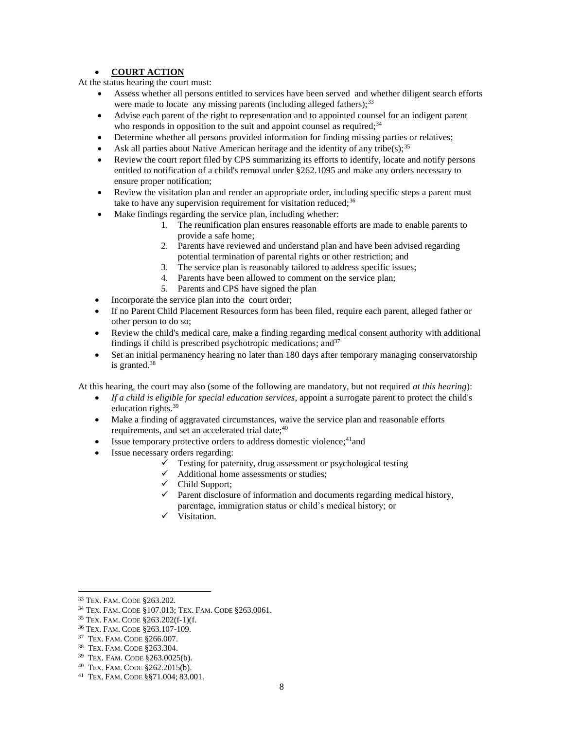- **COURT ACTION**

At the status hearing the court must:

- Assess whether all persons entitled to services have been served and whether diligent search efforts were made to locate any missing parents (including alleged fathers);[33]
- Advise each parent of the right to representation and to appointed counsel for an indigent parent who responds in opposition to the suit and appoint counsel as required;[34]
- Determine whether all persons provided information for finding missing parties or relatives;
- Ask all parties about Native American heritage and the identity of any tribe(s);[35]
- Review the court report filed by CPS summarizing its efforts to identify, locate and notify persons entitled to notification of a child's removal under §262.1095 and make any orders necessary to ensure proper notification;
- Review the visitation plan and render an appropriate order, including specific steps a parent must take to have any supervision requirement for visitation reduced;[36]
- Make findings regarding the service plan, including whether:
    1. The reunification plan ensures reasonable efforts are made to enable parents to provide a safe home;
    2. Parents have reviewed and understand plan and have been advised regarding potential termination of parental rights or other restriction; and
    3. The service plan is reasonably tailored to address specific issues;
    4. Parents have been allowed to comment on the service plan;
    5. Parents and CPS have signed the plan
- Incorporate the service plan into the court order;
- If no Parent Child Placement Resources form has been filed, require each parent, alleged father or other person to do so;
- Review the child's medical care, make a finding regarding medical consent authority with additional findings if child is prescribed psychotropic medications; and[37]
- Set an initial permanency hearing no later than 180 days after temporary managing conservatorship is granted.[38]

At this hearing, the court may also (some of the following are mandatory, but not required *at this hearing*):

- *If a child is eligible for special education services*, appoint a surrogate parent to protect the child's education rights.[39]
- Make a finding of aggravated circumstances, waive the service plan and reasonable efforts requirements, and set an accelerated trial date;[40]
- Issue temporary protective orders to address domestic violence;[41] and
- Issue necessary orders regarding:
    - ✓ Testing for paternity, drug assessment or psychological testing
    - ✓ Additional home assessments or studies;
    - ✓ Child Support;
    - ✓ Parent disclosure of information and documents regarding medical history, parentage, immigration status or child's medical history; or
    - ✓ Visitation.

---

[33] TEX. FAM. CODE §263.202.

[34] TEX. FAM. CODE §107.013; TEX. FAM. CODE §263.0061.

[35] TEX. FAM. CODE §263.202(f-1)(f.

[36] TEX. FAM. CODE §263.107-109.

[37] TEX. FAM. CODE §266.007.

[38] TEX. FAM. CODE §263.304.

[39] TEX. FAM. CODE §263.0025(b).

[40] TEX. FAM. CODE §262.2015(b).

[41] TEX. FAM. CODE §§71.004; 83.001.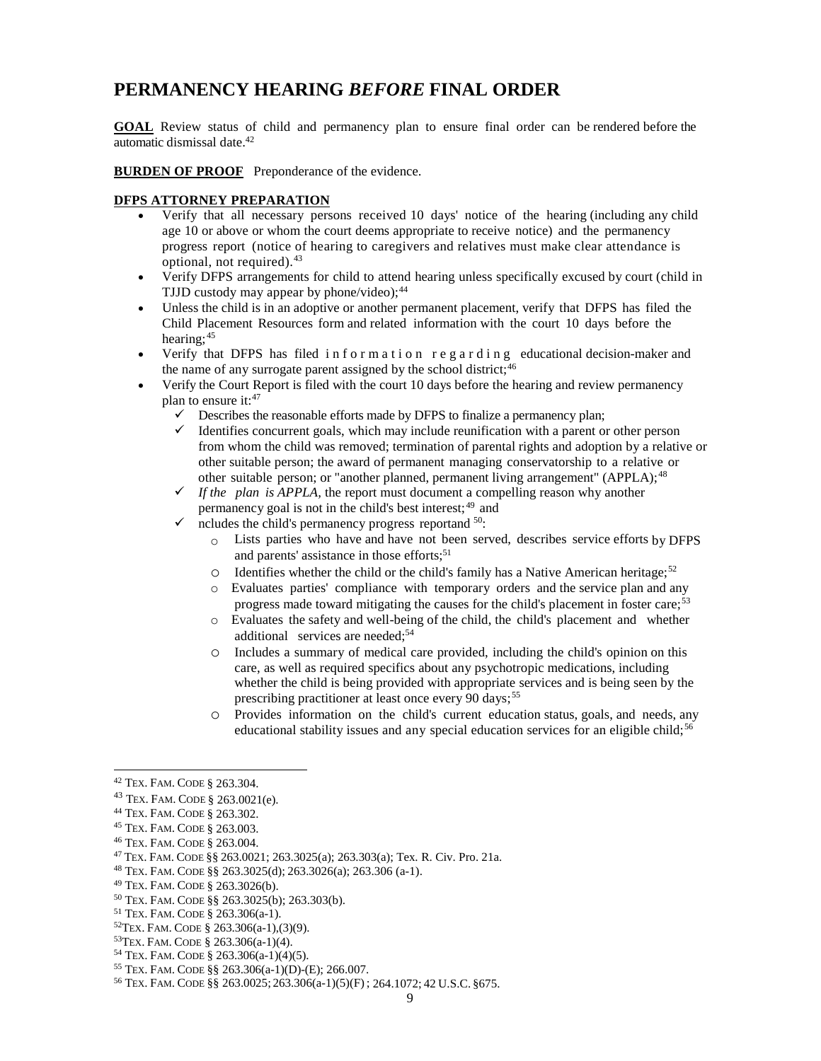# PERMANENCY HEARING *BEFORE* FINAL ORDER

**GOAL** Review status of child and permanency plan to ensure final order can be rendered before the automatic dismissal date.[42]

**BURDEN OF PROOF** Preponderance of the evidence.

**DFPS ATTORNEY PREPARATION**

- Verify that all necessary persons received 10 days' notice of the hearing (including any child age 10 or above or whom the court deems appropriate to receive notice) and the permanency progress report (notice of hearing to caregivers and relatives must make clear attendance is optional, not required).[43]
- Verify DFPS arrangements for child to attend hearing unless specifically excused by court (child in TJJD custody may appear by phone/video);[44]
- Unless the child is in an adoptive or another permanent placement, verify that DFPS has filed the Child Placement Resources form and related information with the court 10 days before the hearing;[45]
- Verify that DFPS has filed information regarding educational decision-maker and the name of any surrogate parent assigned by the school district;[46]
- Verify the Court Report is filed with the court 10 days before the hearing and review permanency plan to ensure it:[47]
  - ✓ Describes the reasonable efforts made by DFPS to finalize a permanency plan;
  - ✓ Identifies concurrent goals, which may include reunification with a parent or other person from whom the child was removed; termination of parental rights and adoption by a relative or other suitable person; the award of permanent managing conservatorship to a relative or other suitable person; or "another planned, permanent living arrangement" (APPLA);[48]
  - ✓ *If the plan is APPLA,* the report must document a compelling reason why another permanency goal is not in the child's best interest;[49] and
  - ✓ ncludes the child's permanency progress reportand [50]:
    - Lists parties who have and have not been served, describes service efforts by DFPS and parents' assistance in those efforts;[51]
    - Identifies whether the child or the child's family has a Native American heritage;[52]
    - Evaluates parties' compliance with temporary orders and the service plan and any progress made toward mitigating the causes for the child's placement in foster care;[53]
    - Evaluates the safety and well-being of the child, the child's placement and whether additional services are needed;[54]
    - Includes a summary of medical care provided, including the child's opinion on this care, as well as required specifics about any psychotropic medications, including whether the child is being provided with appropriate services and is being seen by the prescribing practitioner at least once every 90 days;[55]
    - Provides information on the child's current education status, goals, and needs, any educational stability issues and any special education services for an eligible child;[56]

---

[42] TEX. FAM. CODE § 263.304.

[43] TEX. FAM. CODE § 263.0021(e).

[44] TEX. FAM. CODE § 263.302.

[45] TEX. FAM. CODE § 263.003.

[46] TEX. FAM. CODE § 263.004.

[47] TEX. FAM. CODE §§ 263.0021; 263.3025(a); 263.303(a); Tex. R. Civ. Pro. 21a.

[48] TEX. FAM. CODE §§ 263.3025(d); 263.3026(a); 263.306 (a-1).

[49] TEX. FAM. CODE § 263.3026(b).

[50] TEX. FAM. CODE §§ 263.3025(b); 263.303(b).

[51] TEX. FAM. CODE § 263.306(a-1).

[52] TEX. FAM. CODE § 263.306(a-1),(3)(9).

[53] TEX. FAM. CODE § 263.306(a-1)(4).

[54] TEX. FAM. CODE § 263.306(a-1)(4)(5).

[55] TEX. FAM. CODE §§ 263.306(a-1)(D)-(E); 266.007.

[56] TEX. FAM. CODE §§ 263.0025; 263.306(a-1)(5)(F) ; 264.1072; 42 U.S.C. §675.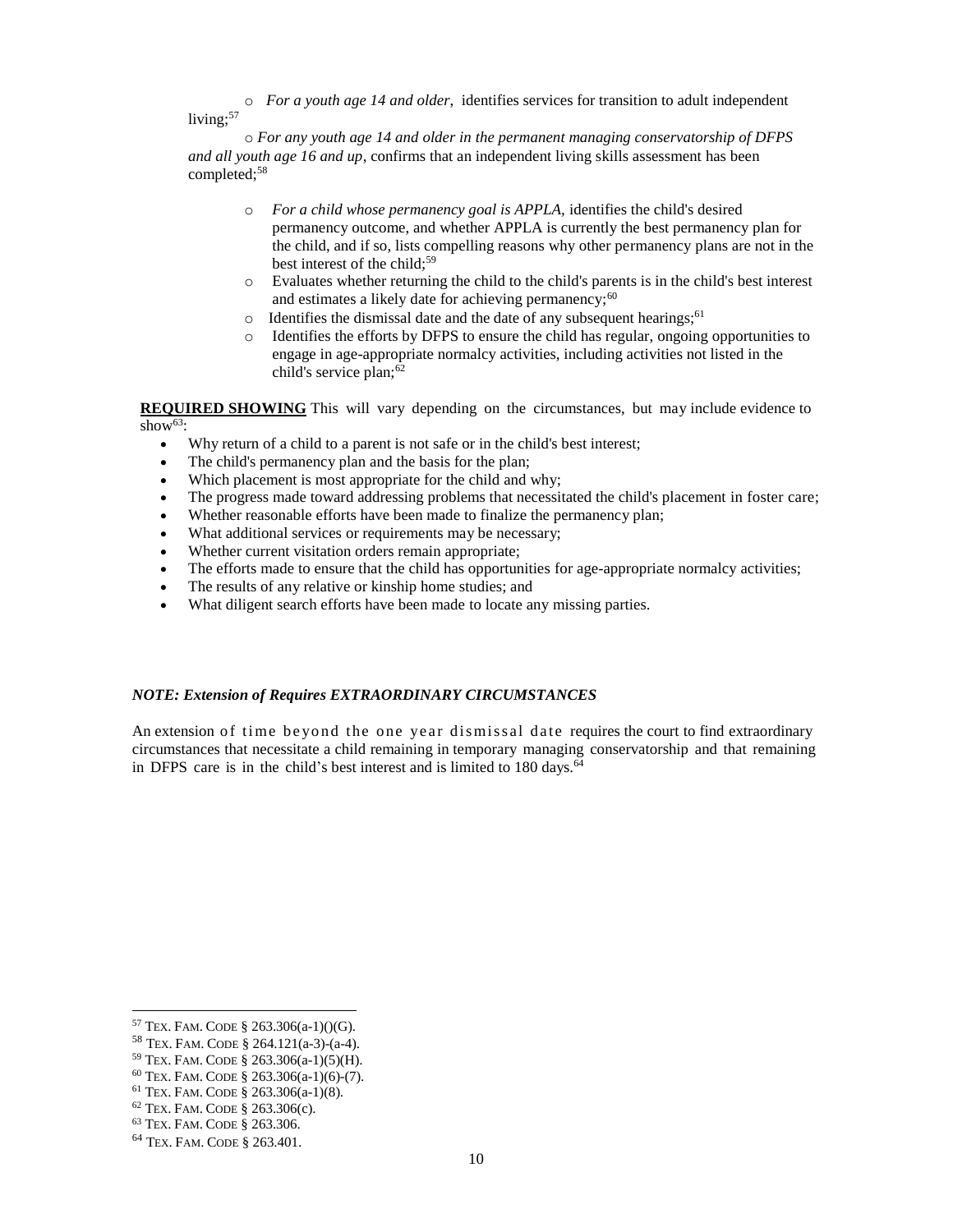- *For a youth age 14 and older,* identifies services for transition to adult independent living;[57]
- *For any youth age 14 and older in the permanent managing conservatorship of DFPS and all youth age 16 and up*, confirms that an independent living skills assessment has been completed;[58]
- *For a child whose permanency goal is APPLA,* identifies the child's desired permanency outcome, and whether APPLA is currently the best permanency plan for the child, and if so, lists compelling reasons why other permanency plans are not in the best interest of the child;[59]
- Evaluates whether returning the child to the child's parents is in the child's best interest and estimates a likely date for achieving permanency;[60]
- Identifies the dismissal date and the date of any subsequent hearings;[61]
- Identifies the efforts by DFPS to ensure the child has regular, ongoing opportunities to engage in age-appropriate normalcy activities, including activities not listed in the child's service plan;[62]

**REQUIRED SHOWING** This will vary depending on the circumstances, but may include evidence to show[63]:

- Why return of a child to a parent is not safe or in the child's best interest;
- The child's permanency plan and the basis for the plan;
- Which placement is most appropriate for the child and why;
- The progress made toward addressing problems that necessitated the child's placement in foster care;
- Whether reasonable efforts have been made to finalize the permanency plan;
- What additional services or requirements may be necessary;
- Whether current visitation orders remain appropriate;
- The efforts made to ensure that the child has opportunities for age-appropriate normalcy activities;
- The results of any relative or kinship home studies; and
- What diligent search efforts have been made to locate any missing parties.

***NOTE: Extension of Requires EXTRAORDINARY CIRCUMSTANCES***

An extension of time beyond the one year dismissal date requires the court to find extraordinary circumstances that necessitate a child remaining in temporary managing conservatorship and that remaining in DFPS care is in the child's best interest and is limited to 180 days.[64]

---

[57] TEX. FAM. CODE § 263.306(a-1)()(G).
[58] TEX. FAM. CODE § 264.121(a-3)-(a-4).
[59] TEX. FAM. CODE § 263.306(a-1)(5)(H).
[60] TEX. FAM. CODE § 263.306(a-1)(6)-(7).
[61] TEX. FAM. CODE § 263.306(a-1)(8).
[62] TEX. FAM. CODE § 263.306(c).
[63] TEX. FAM. CODE § 263.306.
[64] TEX. FAM. CODE § 263.401.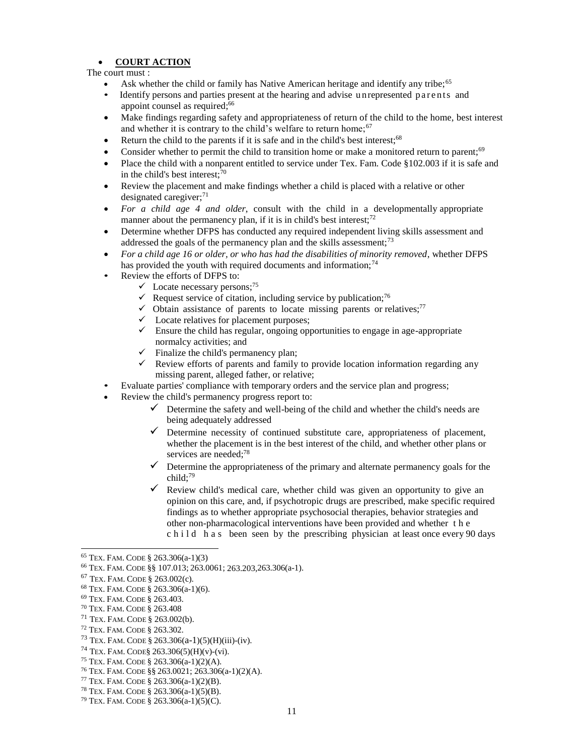- **COURT ACTION**

The court must :

- Ask whether the child or family has Native American heritage and identify any tribe;[65]
- Identify persons and parties present at the hearing and advise unrepresented parents and appoint counsel as required;[66]
- Make findings regarding safety and appropriateness of return of the child to the home, best interest and whether it is contrary to the child's welfare to return home;[67]
- Return the child to the parents if it is safe and in the child's best interest;[68]
- Consider whether to permit the child to transition home or make a monitored return to parent;[69]
- Place the child with a nonparent entitled to service under Tex. Fam. Code §102.003 if it is safe and in the child's best interest;[70]
- Review the placement and make findings whether a child is placed with a relative or other designated caregiver;[71]
- *For a child age 4 and older*, consult with the child in a developmentally appropriate manner about the permanency plan, if it is in child's best interest;[72]
- Determine whether DFPS has conducted any required independent living skills assessment and addressed the goals of the permanency plan and the skills assessment;[73]
- *For a child age 16 or older, or who has had the disabilities of minority removed*, whether DFPS has provided the youth with required documents and information;[74]
- Review the efforts of DFPS to:
  - ✓ Locate necessary persons;[75]
  - ✓ Request service of citation, including service by publication;[76]
  - ✓ Obtain assistance of parents to locate missing parents or relatives;[77]
  - ✓ Locate relatives for placement purposes;
  - ✓ Ensure the child has regular, ongoing opportunities to engage in age-appropriate normalcy activities; and
  - ✓ Finalize the child's permanency plan;
  - ✓ Review efforts of parents and family to provide location information regarding any missing parent, alleged father, or relative;
- Evaluate parties' compliance with temporary orders and the service plan and progress;
- Review the child's permanency progress report to:
  - ✓ Determine the safety and well-being of the child and whether the child's needs are being adequately addressed
  - ✓ Determine necessity of continued substitute care, appropriateness of placement, whether the placement is in the best interest of the child, and whether other plans or services are needed;[78]
  - ✓ Determine the appropriateness of the primary and alternate permanency goals for the child;[79]
  - ✓ Review child's medical care, whether child was given an opportunity to give an opinion on this care, and, if psychotropic drugs are prescribed, make specific required findings as to whether appropriate psychosocial therapies, behavior strategies and other non-pharmacological interventions have been provided and whether the child has been seen by the prescribing physician at least once every 90 days

---

[65] TEX. FAM. CODE § 263.306(a-1)(3)

[66] TEX. FAM. CODE §§ 107.013; 263.0061; 263.203,263.306(a-1).

[67] TEX. FAM. CODE § 263.002(c).

[68] TEX. FAM. CODE § 263.306(a-1)(6).

[69] TEX. FAM. CODE § 263.403.

[70] TEX. FAM. CODE § 263.408

[71] TEX. FAM. CODE § 263.002(b).

[72] TEX. FAM. CODE § 263.302.

[73] TEX. FAM. CODE § 263.306(a-1)(5)(H)(iii)-(iv).

[74] TEX. FAM. CODE§ 263.306(5)(H)(v)-(vi).

[75] TEX. FAM. CODE § 263.306(a-1)(2)(A).

[76] TEX. FAM. CODE §§ 263.0021; 263.306(a-1)(2)(A).

[77] TEX. FAM. CODE § 263.306(a-1)(2)(B).

[78] TEX. FAM. CODE § 263.306(a-1)(5)(B).

[79] TEX. FAM. CODE § 263.306(a-1)(5)(C).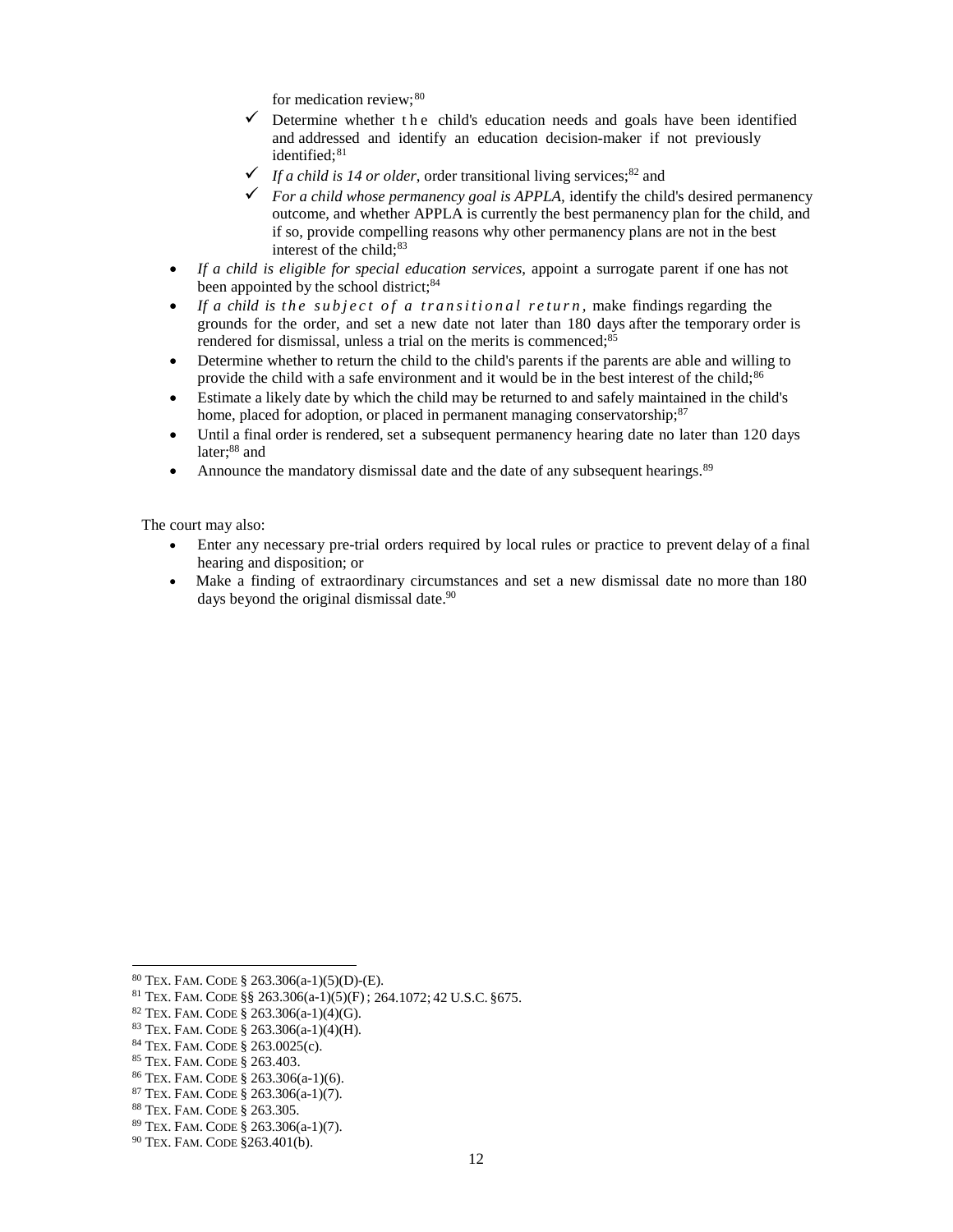- for medication review;[80]
  - ✓ Determine whether the child's education needs and goals have been identified and addressed and identify an education decision-maker if not previously identified;[81]
  - ✓ *If a child is 14 or older*, order transitional living services;[82] and
  - ✓ *For a child whose permanency goal is APPLA*, identify the child's desired permanency outcome, and whether APPLA is currently the best permanency plan for the child, and if so, provide compelling reasons why other permanency plans are not in the best interest of the child;[83]

- *If a child is eligible for special education services*, appoint a surrogate parent if one has not been appointed by the school district;[84]
- *If a child is the subject of a transitional return*, make findings regarding the grounds for the order, and set a new date not later than 180 days after the temporary order is rendered for dismissal, unless a trial on the merits is commenced;[85]
- Determine whether to return the child to the child's parents if the parents are able and willing to provide the child with a safe environment and it would be in the best interest of the child;[86]
- Estimate a likely date by which the child may be returned to and safely maintained in the child's home, placed for adoption, or placed in permanent managing conservatorship;[87]
- Until a final order is rendered, set a subsequent permanency hearing date no later than 120 days later;[88] and
- Announce the mandatory dismissal date and the date of any subsequent hearings.[89]

The court may also:

- Enter any necessary pre-trial orders required by local rules or practice to prevent delay of a final hearing and disposition; or
- Make a finding of extraordinary circumstances and set a new dismissal date no more than 180 days beyond the original dismissal date.[90]

---

[80] TEX. FAM. CODE § 263.306(a-1)(5)(D)-(E).

[81] TEX. FAM. CODE §§ 263.306(a-1)(5)(F); 264.1072; 42 U.S.C. §675.

[82] TEX. FAM. CODE § 263.306(a-1)(4)(G).

[83] TEX. FAM. CODE § 263.306(a-1)(4)(H).

[84] TEX. FAM. CODE § 263.0025(c).

[85] TEX. FAM. CODE § 263.403.

[86] TEX. FAM. CODE § 263.306(a-1)(6).

[87] TEX. FAM. CODE § 263.306(a-1)(7).

[88] TEX. FAM. CODE § 263.305.

[89] TEX. FAM. CODE § 263.306(a-1)(7).

[90] TEX. FAM. CODE §263.401(b).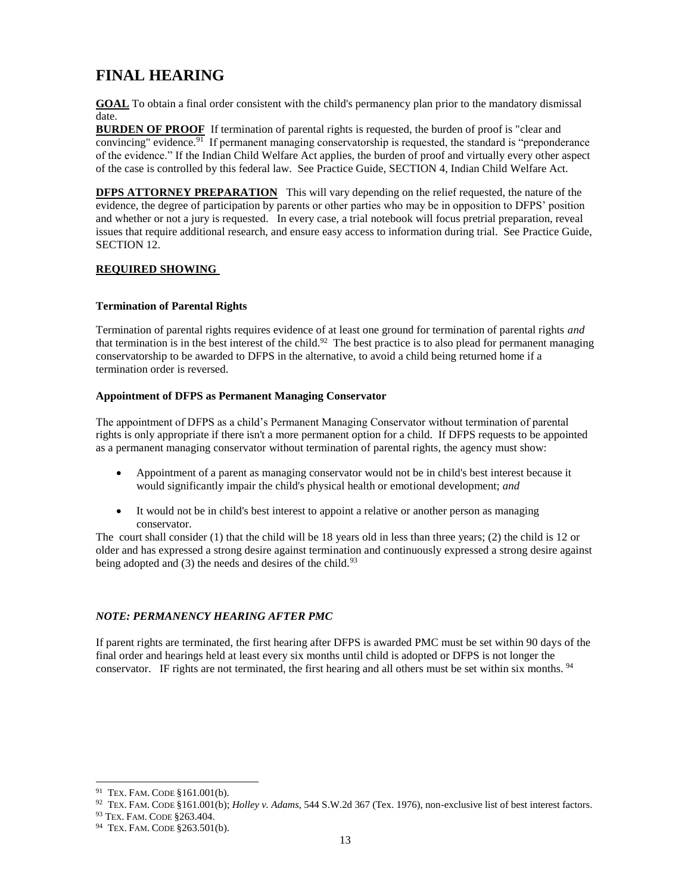# FINAL HEARING

**GOAL** To obtain a final order consistent with the child's permanency plan prior to the mandatory dismissal date.

**BURDEN OF PROOF** If termination of parental rights is requested, the burden of proof is "clear and convincing" evidence.[91] If permanent managing conservatorship is requested, the standard is "preponderance of the evidence." If the Indian Child Welfare Act applies, the burden of proof and virtually every other aspect of the case is controlled by this federal law. See Practice Guide, SECTION 4, Indian Child Welfare Act.

**DFPS ATTORNEY PREPARATION** This will vary depending on the relief requested, the nature of the evidence, the degree of participation by parents or other parties who may be in opposition to DFPS' position and whether or not a jury is requested. In every case, a trial notebook will focus pretrial preparation, reveal issues that require additional research, and ensure easy access to information during trial. See Practice Guide, SECTION 12.

**REQUIRED SHOWING**

**Termination of Parental Rights**

Termination of parental rights requires evidence of at least one ground for termination of parental rights *and* that termination is in the best interest of the child.[92] The best practice is to also plead for permanent managing conservatorship to be awarded to DFPS in the alternative, to avoid a child being returned home if a termination order is reversed.

**Appointment of DFPS as Permanent Managing Conservator**

The appointment of DFPS as a child's Permanent Managing Conservator without termination of parental rights is only appropriate if there isn't a more permanent option for a child. If DFPS requests to be appointed as a permanent managing conservator without termination of parental rights, the agency must show:

- Appointment of a parent as managing conservator would not be in child's best interest because it would significantly impair the child's physical health or emotional development; *and*
- It would not be in child's best interest to appoint a relative or another person as managing conservator.

The court shall consider (1) that the child will be 18 years old in less than three years; (2) the child is 12 or older and has expressed a strong desire against termination and continuously expressed a strong desire against being adopted and (3) the needs and desires of the child.[93]

***NOTE: PERMANENCY HEARING AFTER PMC***

If parent rights are terminated, the first hearing after DFPS is awarded PMC must be set within 90 days of the final order and hearings held at least every six months until child is adopted or DFPS is not longer the conservator. IF rights are not terminated, the first hearing and all others must be set within six months. [94]

---

[91] TEX. FAM. CODE §161.001(b).

[92] TEX. FAM. CODE §161.001(b); *Holley v. Adams*, 544 S.W.2d 367 (Tex. 1976), non-exclusive list of best interest factors.

[93] TEX. FAM. CODE §263.404.

[94] TEX. FAM. CODE §263.501(b).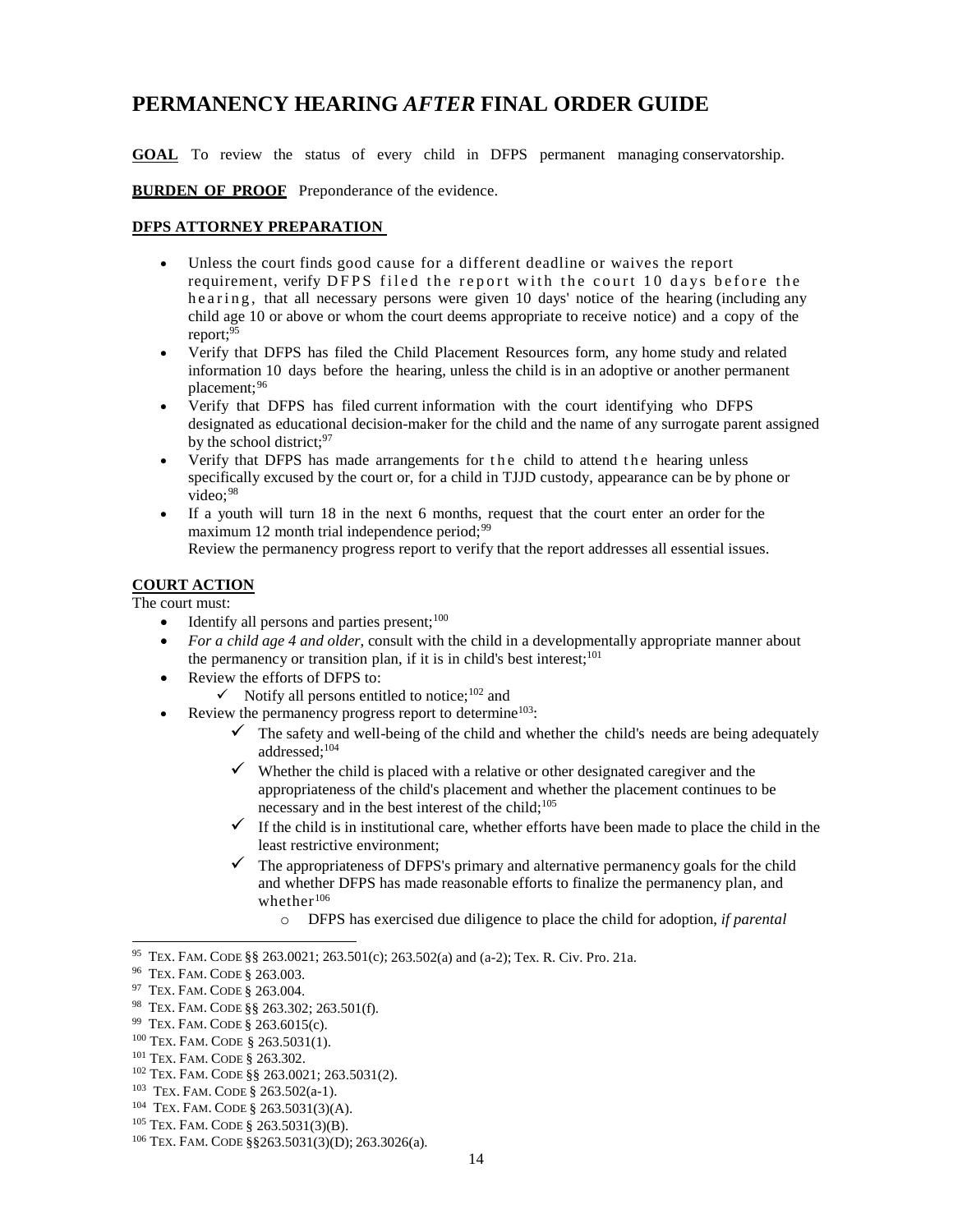## PERMANENCY HEARING *AFTER* FINAL ORDER GUIDE

**GOAL** To review the status of every child in DFPS permanent managing conservatorship.

**BURDEN OF PROOF** Preponderance of the evidence.

**DFPS ATTORNEY PREPARATION**

- Unless the court finds good cause for a different deadline or waives the report requirement, verify DFPS filed the report with the court 10 days before the hearing, that all necessary persons were given 10 days' notice of the hearing (including any child age 10 or above or whom the court deems appropriate to receive notice) and a copy of the report;[95]
- Verify that DFPS has filed the Child Placement Resources form, any home study and related information 10 days before the hearing, unless the child is in an adoptive or another permanent placement;[96]
- Verify that DFPS has filed current information with the court identifying who DFPS designated as educational decision-maker for the child and the name of any surrogate parent assigned by the school district;[97]
- Verify that DFPS has made arrangements for the child to attend the hearing unless specifically excused by the court or, for a child in TJJD custody, appearance can be by phone or video;[98]
- If a youth will turn 18 in the next 6 months, request that the court enter an order for the maximum 12 month trial independence period;[99]
  Review the permanency progress report to verify that the report addresses all essential issues.

**COURT ACTION**

The court must:

- Identify all persons and parties present;[100]
- *For a child age 4 and older*, consult with the child in a developmentally appropriate manner about the permanency or transition plan, if it is in child's best interest;[101]
- Review the efforts of DFPS to:
  - ✓ Notify all persons entitled to notice;[102] and
- Review the permanency progress report to determine[103]:
  - ✓ The safety and well-being of the child and whether the child's needs are being adequately addressed;[104]
  - ✓ Whether the child is placed with a relative or other designated caregiver and the appropriateness of the child's placement and whether the placement continues to be necessary and in the best interest of the child;[105]
  - ✓ If the child is in institutional care, whether efforts have been made to place the child in the least restrictive environment;
  - ✓ The appropriateness of DFPS's primary and alternative permanency goals for the child and whether DFPS has made reasonable efforts to finalize the permanency plan, and whether[106]
    - DFPS has exercised due diligence to place the child for adoption, *if parental*

---

[95] TEX. FAM. CODE §§ 263.0021; 263.501(c); 263.502(a) and (a-2); Tex. R. Civ. Pro. 21a.
[96] TEX. FAM. CODE § 263.003.
[97] TEX. FAM. CODE § 263.004.
[98] TEX. FAM. CODE §§ 263.302; 263.501(f).
[99] TEX. FAM. CODE § 263.6015(c).
[100] TEX. FAM. CODE § 263.5031(1).
[101] TEX. FAM. CODE § 263.302.
[102] TEX. FAM. CODE §§ 263.0021; 263.5031(2).
[103] TEX. FAM. CODE § 263.502(a-1).
[104] TEX. FAM. CODE § 263.5031(3)(A).
[105] TEX. FAM. CODE § 263.5031(3)(B).
[106] TEX. FAM. CODE §§263.5031(3)(D); 263.3026(a).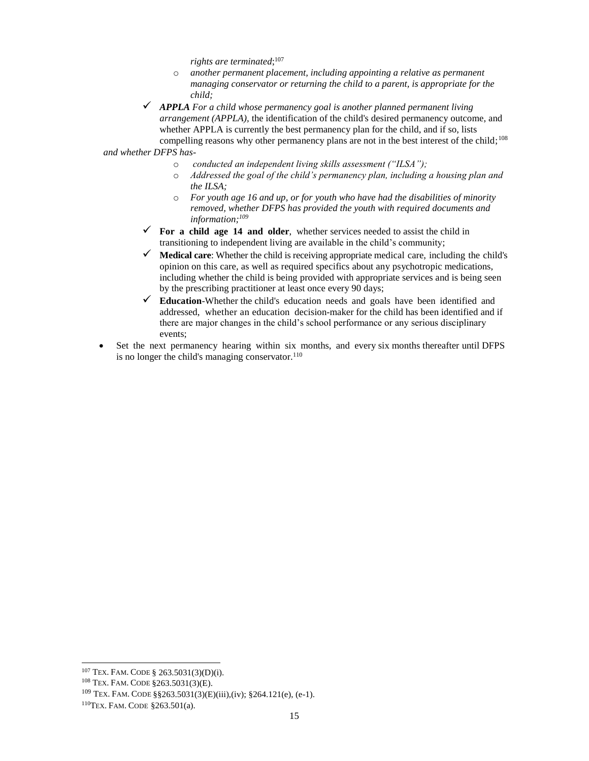- *rights are terminated*;[107]
  - *another permanent placement, including appointing a relative as permanent managing conservator or returning the child to a parent, is appropriate for the child;*

- ✓ ***APPLA*** *For a child whose permanency goal is another planned permanent living arrangement (APPLA),* the identification of the child's desired permanency outcome, and whether APPLA is currently the best permanency plan for the child, and if so, lists compelling reasons why other permanency plans are not in the best interest of the child;[108]

*and whether DFPS has-*

  - *conducted an independent living skills assessment ("ILSA");*
  - *Addressed the goal of the child's permanency plan, including a housing plan and the ILSA;*
  - *For youth age 16 and up, or for youth who have had the disabilities of minority removed, whether DFPS has provided the youth with required documents and information;*[109]

- ✓ **For a child age 14 and older**, whether services needed to assist the child in transitioning to independent living are available in the child's community;
- ✓ **Medical care**: Whether the child is receiving appropriate medical care, including the child's opinion on this care, as well as required specifics about any psychotropic medications, including whether the child is being provided with appropriate services and is being seen by the prescribing practitioner at least once every 90 days;
- ✓ **Education**-Whether the child's education needs and goals have been identified and addressed, whether an education decision-maker for the child has been identified and if there are major changes in the child's school performance or any serious disciplinary events;

- Set the next permanency hearing within six months, and every six months thereafter until DFPS is no longer the child's managing conservator.[110]

---

[107] TEX. FAM. CODE § 263.5031(3)(D)(i).
[108] TEX. FAM. CODE §263.5031(3)(E).
[109] TEX. FAM. CODE §§263.5031(3)(E)(iii),(iv); §264.121(e), (e-1).
[110] TEX. FAM. CODE §263.501(a).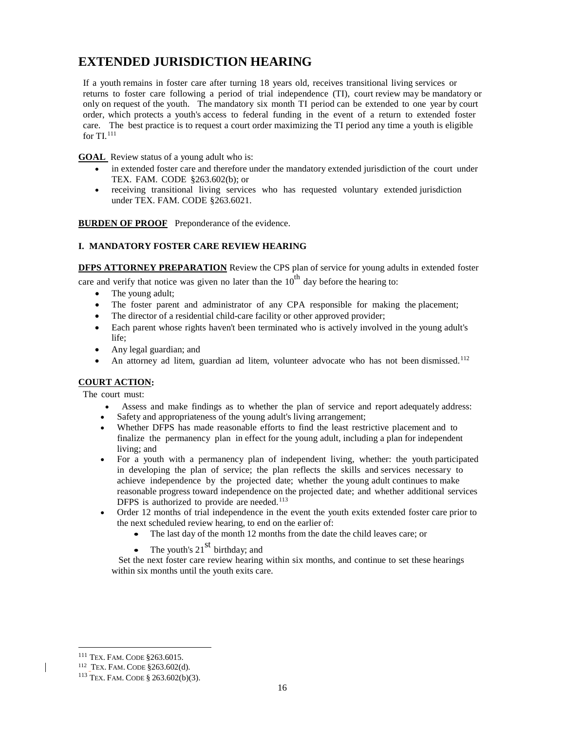# EXTENDED JURISDICTION HEARING

If a youth remains in foster care after turning 18 years old, receives transitional living services or returns to foster care following a period of trial independence (TI), court review may be mandatory or only on request of the youth. The mandatory six month TI period can be extended to one year by court order, which protects a youth's access to federal funding in the event of a return to extended foster care. The best practice is to request a court order maximizing the TI period any time a youth is eligible for TI.[111]

**GOAL** Review status of a young adult who is:

- in extended foster care and therefore under the mandatory extended jurisdiction of the court under TEX. FAM. CODE §263.602(b); or
- receiving transitional living services who has requested voluntary extended jurisdiction under TEX. FAM. CODE §263.6021.

**BURDEN OF PROOF** Preponderance of the evidence.

**I. MANDATORY FOSTER CARE REVIEW HEARING**

**DFPS ATTORNEY PREPARATION** Review the CPS plan of service for young adults in extended foster care and verify that notice was given no later than the 10th day before the hearing to:

- The young adult;
- The foster parent and administrator of any CPA responsible for making the placement;
- The director of a residential child-care facility or other approved provider;
- Each parent whose rights haven't been terminated who is actively involved in the young adult's life;
- Any legal guardian; and
- An attorney ad litem, guardian ad litem, volunteer advocate who has not been dismissed.[112]

**COURT ACTION:**

The court must:

- Assess and make findings as to whether the plan of service and report adequately address:
- Safety and appropriateness of the young adult's living arrangement;
- Whether DFPS has made reasonable efforts to find the least restrictive placement and to finalize the permanency plan in effect for the young adult, including a plan for independent living; and
- For a youth with a permanency plan of independent living, whether: the youth participated in developing the plan of service; the plan reflects the skills and services necessary to achieve independence by the projected date; whether the young adult continues to make reasonable progress toward independence on the projected date; and whether additional services DFPS is authorized to provide are needed.[113]
- Order 12 months of trial independence in the event the youth exits extended foster care prior to the next scheduled review hearing, to end on the earlier of:
  - The last day of the month 12 months from the date the child leaves care; or
  - The youth's 21st birthday; and

  Set the next foster care review hearing within six months, and continue to set these hearings within six months until the youth exits care.

---

[111] TEX. FAM. CODE §263.6015.

[112] TEX. FAM. CODE §263.602(d).

[113] TEX. FAM. CODE § 263.602(b)(3).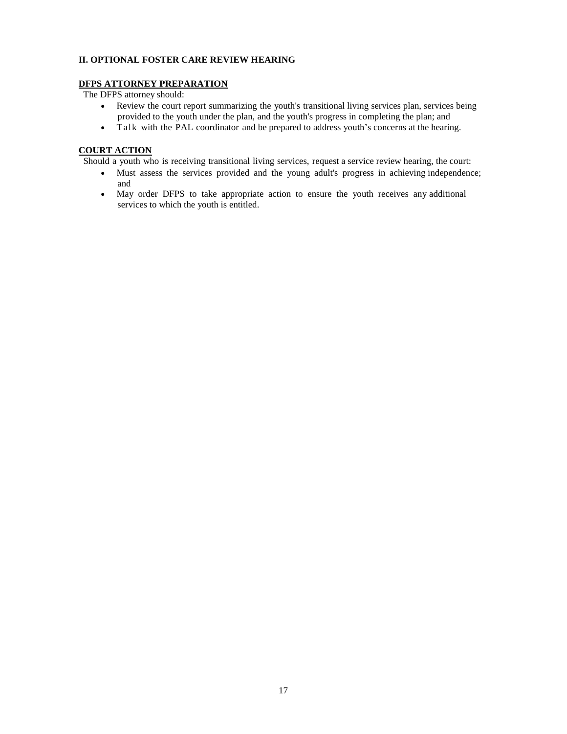## II. OPTIONAL FOSTER CARE REVIEW HEARING

### DFPS ATTORNEY PREPARATION

The DFPS attorney should:

- Review the court report summarizing the youth's transitional living services plan, services being provided to the youth under the plan, and the youth's progress in completing the plan; and
- Talk with the PAL coordinator and be prepared to address youth's concerns at the hearing.

### COURT ACTION

Should a youth who is receiving transitional living services, request a service review hearing, the court:

- Must assess the services provided and the young adult's progress in achieving independence; and
- May order DFPS to take appropriate action to ensure the youth receives any additional services to which the youth is entitled.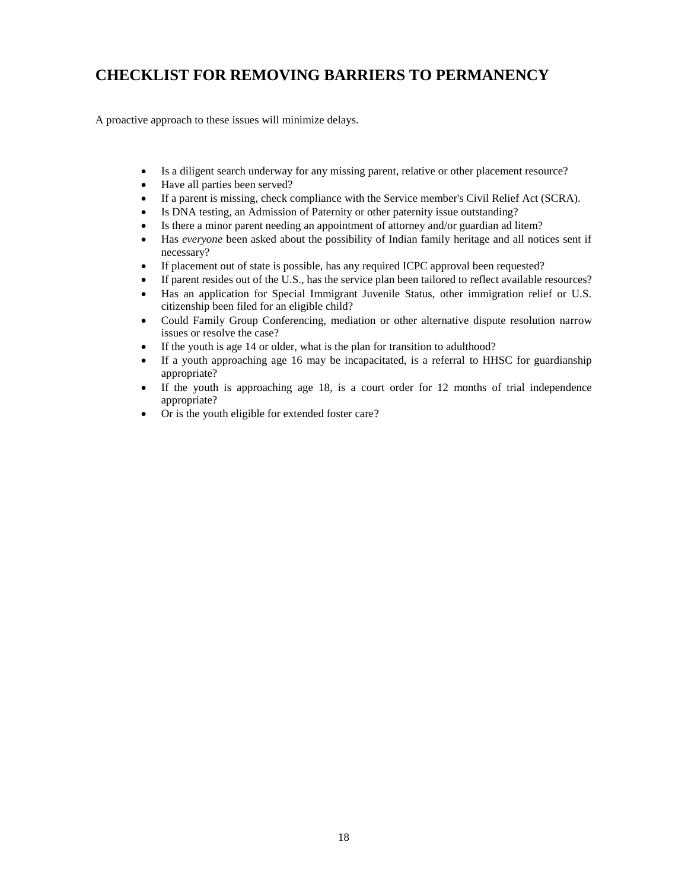## CHECKLIST FOR REMOVING BARRIERS TO PERMANENCY

A proactive approach to these issues will minimize delays.

- Is a diligent search underway for any missing parent, relative or other placement resource?
- Have all parties been served?
- If a parent is missing, check compliance with the Service member's Civil Relief Act (SCRA).
- Is DNA testing, an Admission of Paternity or other paternity issue outstanding?
- Is there a minor parent needing an appointment of attorney and/or guardian ad litem?
- Has *everyone* been asked about the possibility of Indian family heritage and all notices sent if necessary?
- If placement out of state is possible, has any required ICPC approval been requested?
- If parent resides out of the U.S., has the service plan been tailored to reflect available resources?
- Has an application for Special Immigrant Juvenile Status, other immigration relief or U.S. citizenship been filed for an eligible child?
- Could Family Group Conferencing, mediation or other alternative dispute resolution narrow issues or resolve the case?
- If the youth is age 14 or older, what is the plan for transition to adulthood?
- If a youth approaching age 16 may be incapacitated, is a referral to HHSC for guardianship appropriate?
- If the youth is approaching age 18, is a court order for 12 months of trial independence appropriate?
- Or is the youth eligible for extended foster care?